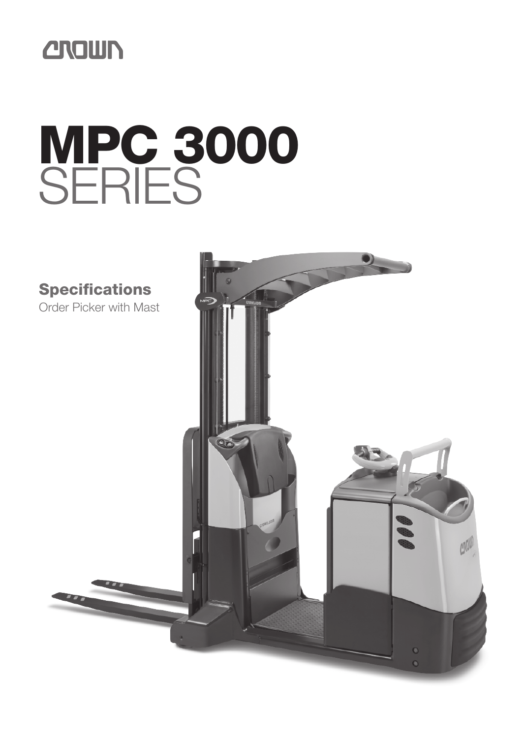CROWN

# MPC 3000 SERIES

## Specifications

Order Picker with Mast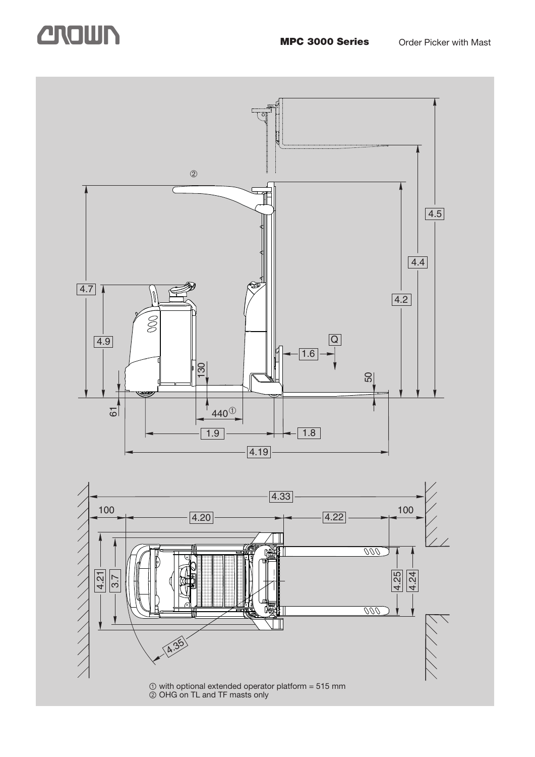MPC 3000 Series Order Picker with Mast

4.5
4.4
4.2
4.7
4.9
Q
1.6
130
50
61
440①
1.9
1.8
4.19

4.33
100
4.20
4.22
100
4.21
3.7
4.25
4.24
4.35

① with optional extended operator platform = 515 mm
② OHG on TL and TF masts only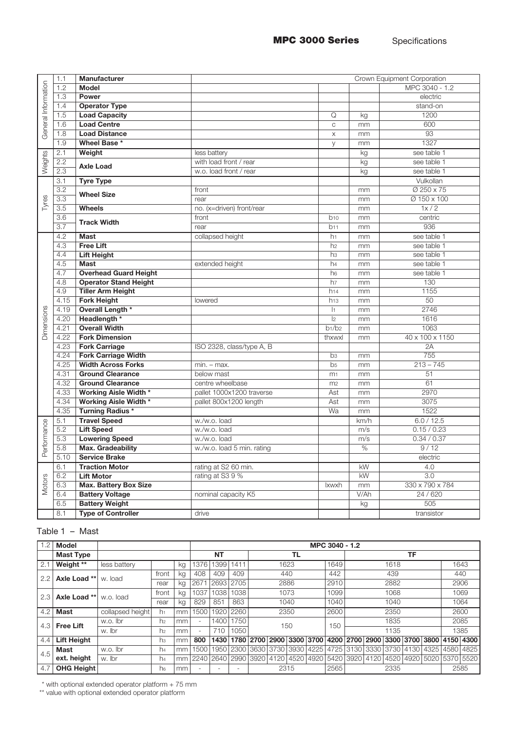## MPC 3000 Series Specifications

| | | | | | | |
|---|---|---|---|---|---|---|
| General Information | 1.1 | **Manufacturer** | | | | Crown Equipment Corporation |
| | 1.2 | **Model** | | | | MPC 3040 - 1.2 |
| | 1.3 | **Power** | | | | electric |
| | 1.4 | **Operator Type** | | | | stand-on |
| | 1.5 | **Load Capacity** | | Q | kg | 1200 |
| | 1.6 | **Load Centre** | | c | mm | 600 |
| | 1.8 | **Load Distance** | | x | mm | 93 |
| | 1.9 | **Wheel Base \*** | | y | mm | 1327 |
| Weights | 2.1 | **Weight** | less battery | | kg | see table 1 |
| | 2.2 | **Axle Load** | with load front / rear | | kg | see table 1 |
| | 2.3 | | w.o. load front / rear | | kg | see table 1 |
| Tyres | 3.1 | **Tyre Type** | | | | Vulkollan |
| | 3.2 | **Wheel Size** | front | | mm | Ø 250 x 75 |
| | 3.3 | | rear | | mm | Ø 150 x 100 |
| | 3.5 | **Wheels** | no. (x=driven) front/rear | | mm | 1x / 2 |
| | 3.6 | **Track Width** | front | $b_{10}$ | mm | centric |
| | 3.7 | | rear | $b_{11}$ | mm | 936 |
| Dimensions | 4.2 | **Mast** | collapsed height | $h_1$ | mm | see table 1 |
| | 4.3 | **Free Lift** | | $h_2$ | mm | see table 1 |
| | 4.4 | **Lift Height** | | $h_3$ | mm | see table 1 |
| | 4.5 | **Mast** | extended height | $h_4$ | mm | see table 1 |
| | 4.7 | **Overhead Guard Height** | | $h_6$ | mm | see table 1 |
| | 4.8 | **Operator Stand Height** | | $h_7$ | mm | 130 |
| | 4.9 | **Tiller Arm Height** | | $h_{14}$ | mm | 1155 |
| | 4.15 | **Fork Height** | lowered | $h_{13}$ | mm | 50 |
| | 4.19 | **Overall Length \*** | | $l_1$ | mm | 2746 |
| | 4.20 | **Headlength \*** | | $l_2$ | mm | 1616 |
| | 4.21 | **Overall Width** | | $b_1/b_2$ | mm | 1063 |
| | 4.22 | **Fork Dimension** | | thxwxl | mm | 40 x 100 x 1150 |
| | 4.23 | **Fork Carriage** | ISO 2328, class/type A, B | | | 2A |
| | 4.24 | **Fork Carriage Width** | | $b_3$ | mm | 755 |
| | 4.25 | **Width Across Forks** | min. – max. | $b_5$ | mm | 213 – 745 |
| | 4.31 | **Ground Clearance** | below mast | $m_1$ | mm | 51 |
| | 4.32 | **Ground Clearance** | centre wheelbase | $m_2$ | mm | 61 |
| | 4.33 | **Working Aisle Width \*** | pallet 1000x1200 traverse | Ast | mm | 2970 |
| | 4.34 | **Working Aisle Width \*** | pallet 800x1200 length | Ast | mm | 3075 |
| | 4.35 | **Turning Radius \*** | | Wa | mm | 1522 |
| Performance | 5.1 | **Travel Speed** | w./w.o. load | | km/h | 6.0 / 12.5 |
| | 5.2 | **Lift Speed** | w./w.o. load | | m/s | 0.15 / 0.23 |
| | 5.3 | **Lowering Speed** | w./w.o. load | | m/s | 0.34 / 0.37 |
| | 5.8 | **Max. Gradeability** | w./w.o. load 5 min. rating | | % | 9 / 12 |
| | 5.10 | **Service Brake** | | | | electric |
| Motors | 6.1 | **Traction Motor** | rating at S2 60 min. | | kW | 4.0 |
| | 6.2 | **Lift Motor** | rating at S3 9 % | | kW | 3.0 |
| | 6.3 | **Max. Battery Box Size** | | lxwxh | mm | 330 x 790 x 784 |
| | 6.4 | **Battery Voltage** | nominal capacity K5 | | V/Ah | 24 / 620 |
| | 6.5 | **Battery Weight** | | | kg | 505 |
| | 8.1 | **Type of Controller** | drive | | | transistor |

### Table 1 – Mast

| 1.2 | **Model** | | | | MPC 3040 - 1.2 | | | | | | | | | | | | | | |
|---|---|---|---|---|---|---|---|---|---|---|---|---|---|---|---|---|---|---|---|
| | **Mast Type** | | | | NT | | | TL | | | | | TF | | | | | | |
| 2.1 | **Weight \*\*** | less battery | | kg | 1376 | 1399 | 1411 | 1623 | | | | 1649 | 1618 | | | | | 1643 | |
| 2.2 | **Axle Load \*\*** | w. load | front | kg | 408 | 409 | 409 | 440 | | | | 442 | 439 | | | | | 440 | |
| | | | rear | kg | 2671 | 2693 | 2705 | 2886 | | | | 2910 | 2882 | | | | | 2906 | |
| 2.3 | **Axle Load \*\*** | w.o. load | front | kg | 1037 | 1038 | 1038 | 1073 | | | | 1099 | 1068 | | | | | 1069 | |
| | | | rear | kg | 829 | 851 | 863 | 1040 | | | | 1040 | 1040 | | | | | 1064 | |
| 4.2 | **Mast** | collapsed height | $h_1$ | mm | 1500 | 1920 | 2260 | 2350 | | | | 2600 | 2350 | | | | | 2600 | |
| 4.3 | **Free Lift** | w.o. lbr | $h_2$ | mm | - | 1400 | 1750 | 150 | | | | 150 | 1835 | | | | | 2085 | |
| | | w. lbr | $h_2$ | mm | - | 710 | 1050 | | | | | | 1135 | | | | | 1385 | |
| 4.4 | **Lift Height** | | $h_3$ | mm | 800 | 1430 | 1780 | 2700 | 2900 | 3300 | 3700 | 4200 | 2700 | 2900 | 3300 | 3700 | 3800 | 4150 | 4300 |
| 4.5 | **Mast ext. height** | w.o. lbr | $h_4$ | mm | 1500 | 1950 | 2300 | 3630 | 3730 | 3930 | 4225 | 4725 | 3130 | 3330 | 3730 | 4130 | 4325 | 4580 | 4825 |
| | | w. lbr | $h_4$ | mm | 2240 | 2640 | 2990 | 3920 | 4120 | 4520 | 4920 | 5420 | 3920 | 4120 | 4520 | 4920 | 5020 | 5370 | 5520 |
| 4.7 | **OHG Height** | | $h_6$ | mm | - | - | - | 2315 | | | | 2565 | 2335 | | | | | 2585 | |

\* with optional extended operator platform + 75 mm

\*\* value with optional extended operator platform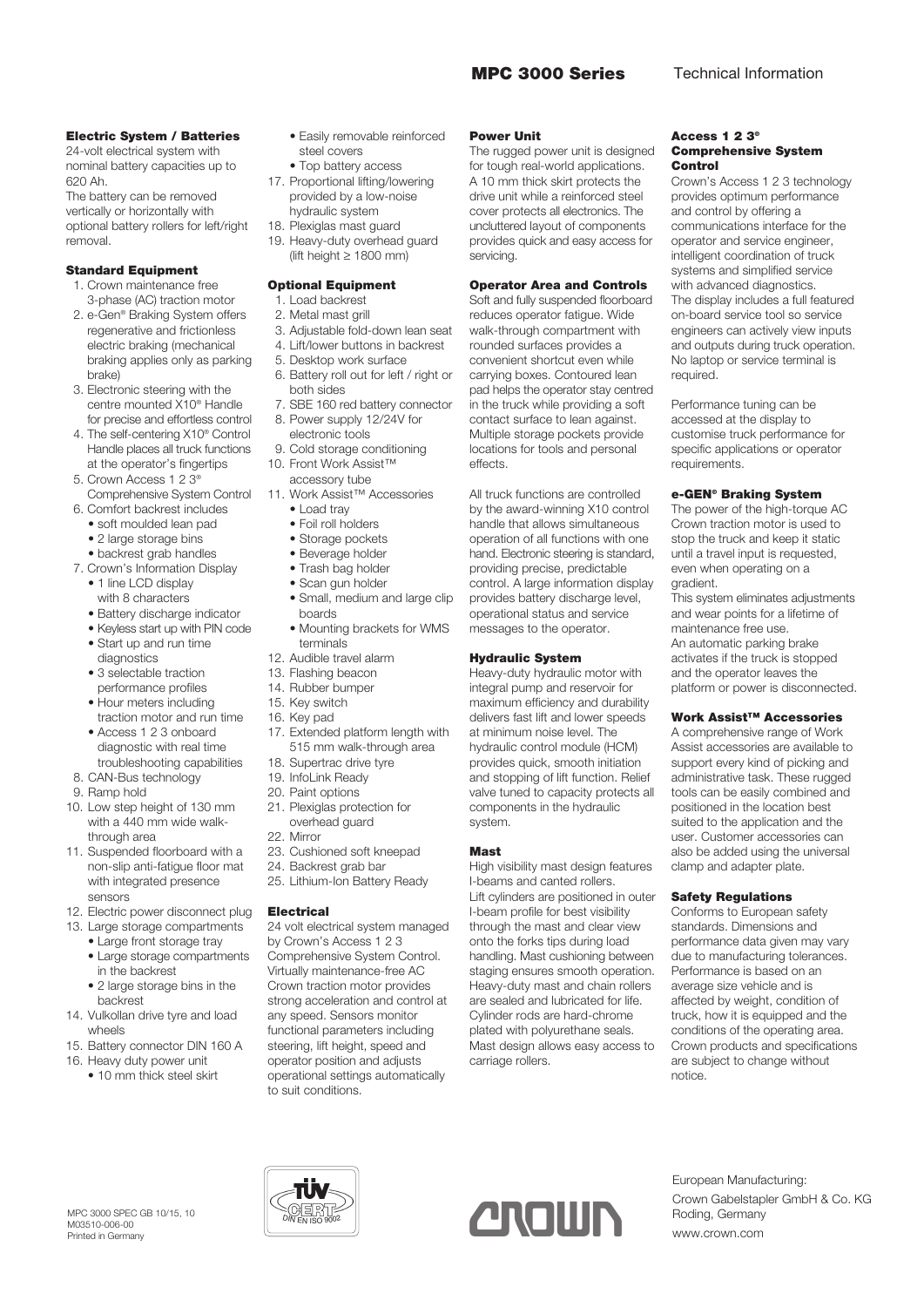## Electric System / Batteries

24-volt electrical system with nominal battery capacities up to 620 Ah.
The battery can be removed vertically or horizontally with optional battery rollers for left/right removal.

## Standard Equipment

1. Crown maintenance free 3-phase (AC) traction motor
2. e-Gen® Braking System offers regenerative and frictionless electric braking (mechanical braking applies only as parking brake)
3. Electronic steering with the centre mounted X10® Handle for precise and effortless control
4. The self-centering X10® Control Handle places all truck functions at the operator's fingertips
5. Crown Access 1 2 3® Comprehensive System Control
6. Comfort backrest includes
   - soft moulded lean pad
   - 2 large storage bins
   - backrest grab handles
7. Crown's Information Display
   - 1 line LCD display with 8 characters
   - Battery discharge indicator
   - Keyless start up with PIN code
   - Start up and run time diagnostics
   - 3 selectable traction performance profiles
   - Hour meters including traction motor and run time
   - Access 1 2 3 onboard diagnostic with real time troubleshooting capabilities
8. CAN-Bus technology
9. Ramp hold
10. Low step height of 130 mm with a 440 mm wide walk-through area
11. Suspended floorboard with a non-slip anti-fatigue floor mat with integrated presence sensors
12. Electric power disconnect plug
13. Large storage compartments
    - Large front storage tray
    - Large storage compartments in the backrest
    - 2 large storage bins in the backrest
14. Vulkollan drive tyre and load wheels
15. Battery connector DIN 160 A
16. Heavy duty power unit
    - 10 mm thick steel skirt
    - Easily removable reinforced steel covers
    - Top battery access
17. Proportional lifting/lowering provided by a low-noise hydraulic system
18. Plexiglas mast guard
19. Heavy-duty overhead guard (lift height ≥ 1800 mm)

## Optional Equipment

1. Load backrest
2. Metal mast grill
3. Adjustable fold-down lean seat
4. Lift/lower buttons in backrest
5. Desktop work surface
6. Battery roll out for left / right or both sides
7. SBE 160 red battery connector
8. Power supply 12/24V for electronic tools
9. Cold storage conditioning
10. Front Work Assist™ accessory tube
11. Work Assist™ Accessories
    - Load tray
    - Foil roll holders
    - Storage pockets
    - Beverage holder
    - Trash bag holder
    - Scan gun holder
    - Small, medium and large clip boards
    - Mounting brackets for WMS terminals
12. Audible travel alarm
13. Flashing beacon
14. Rubber bumper
15. Key switch
16. Key pad
17. Extended platform length with 515 mm walk-through area
18. Supertrac drive tyre
19. InfoLink Ready
20. Paint options
21. Plexiglas protection for overhead guard
22. Mirror
23. Cushioned soft kneepad
24. Backrest grab bar
25. Lithium-Ion Battery Ready

## Electrical

24 volt electrical system managed by Crown's Access 1 2 3 Comprehensive System Control. Virtually maintenance-free AC Crown traction motor provides strong acceleration and control at any speed. Sensors monitor functional parameters including steering, lift height, speed and operator position and adjusts operational settings automatically to suit conditions.

## Power Unit

The rugged power unit is designed for tough real-world applications. A 10 mm thick skirt protects the drive unit while a reinforced steel cover protects all electronics. The uncluttered layout of components provides quick and easy access for servicing.

## Operator Area and Controls

Soft and fully suspended floorboard reduces operator fatigue. Wide walk-through compartment with rounded surfaces provides a convenient shortcut even while carrying boxes. Contoured lean pad helps the operator stay centred in the truck while providing a soft contact surface to lean against. Multiple storage pockets provide locations for tools and personal effects.

All truck functions are controlled by the award-winning X10 control handle that allows simultaneous operation of all functions with one hand. Electronic steering is standard, providing precise, predictable control. A large information display provides battery discharge level, operational status and service messages to the operator.

## Hydraulic System

Heavy-duty hydraulic motor with integral pump and reservoir for maximum efficiency and durability delivers fast lift and lower speeds at minimum noise level. The hydraulic control module (HCM) provides quick, smooth initiation and stopping of lift function. Relief valve tuned to capacity protects all components in the hydraulic system.

## Mast

High visibility mast design features I-beams and canted rollers.
Lift cylinders are positioned in outer I-beam profile for best visibility through the mast and clear view onto the forks tips during load handling. Mast cushioning between staging ensures smooth operation. Heavy-duty mast and chain rollers are sealed and lubricated for life. Cylinder rods are hard-chrome plated with polyurethane seals. Mast design allows easy access to carriage rollers.

## Access 1 2 3® Comprehensive System Control

Crown's Access 1 2 3 technology provides optimum performance and control by offering a communications interface for the operator and service engineer, intelligent coordination of truck systems and simplified service with advanced diagnostics.
The display includes a full featured on-board service tool so service engineers can actively view inputs and outputs during truck operation. No laptop or service terminal is required.

Performance tuning can be accessed at the display to customise truck performance for specific applications or operator requirements.

## e-GEN® Braking System

The power of the high-torque AC Crown traction motor is used to stop the truck and keep it static until a travel input is requested, even when operating on a gradient.
This system eliminates adjustments and wear points for a lifetime of maintenance free use.
An automatic parking brake activates if the truck is stopped and the operator leaves the platform or power is disconnected.

## Work Assist™ Accessories

A comprehensive range of Work Assist accessories are available to support every kind of picking and administrative task. These rugged tools can be easily combined and positioned in the location best suited to the application and the user. Customer accessories can also be added using the universal clamp and adapter plate.

## Safety Regulations

Conforms to European safety standards. Dimensions and performance data given may vary due to manufacturing tolerances. Performance is based on an average size vehicle and is affected by weight, condition of truck, how it is equipped and the conditions of the operating area. Crown products and specifications are subject to change without notice.

MPC 3000 SPEC GB 10/15, 10
M03510-006-00
Printed in Germany

TÜV CERT DIN EN ISO 9002

CROWN

European Manufacturing:
Crown Gabelstapler GmbH & Co. KG
Roding, Germany
www.crown.com